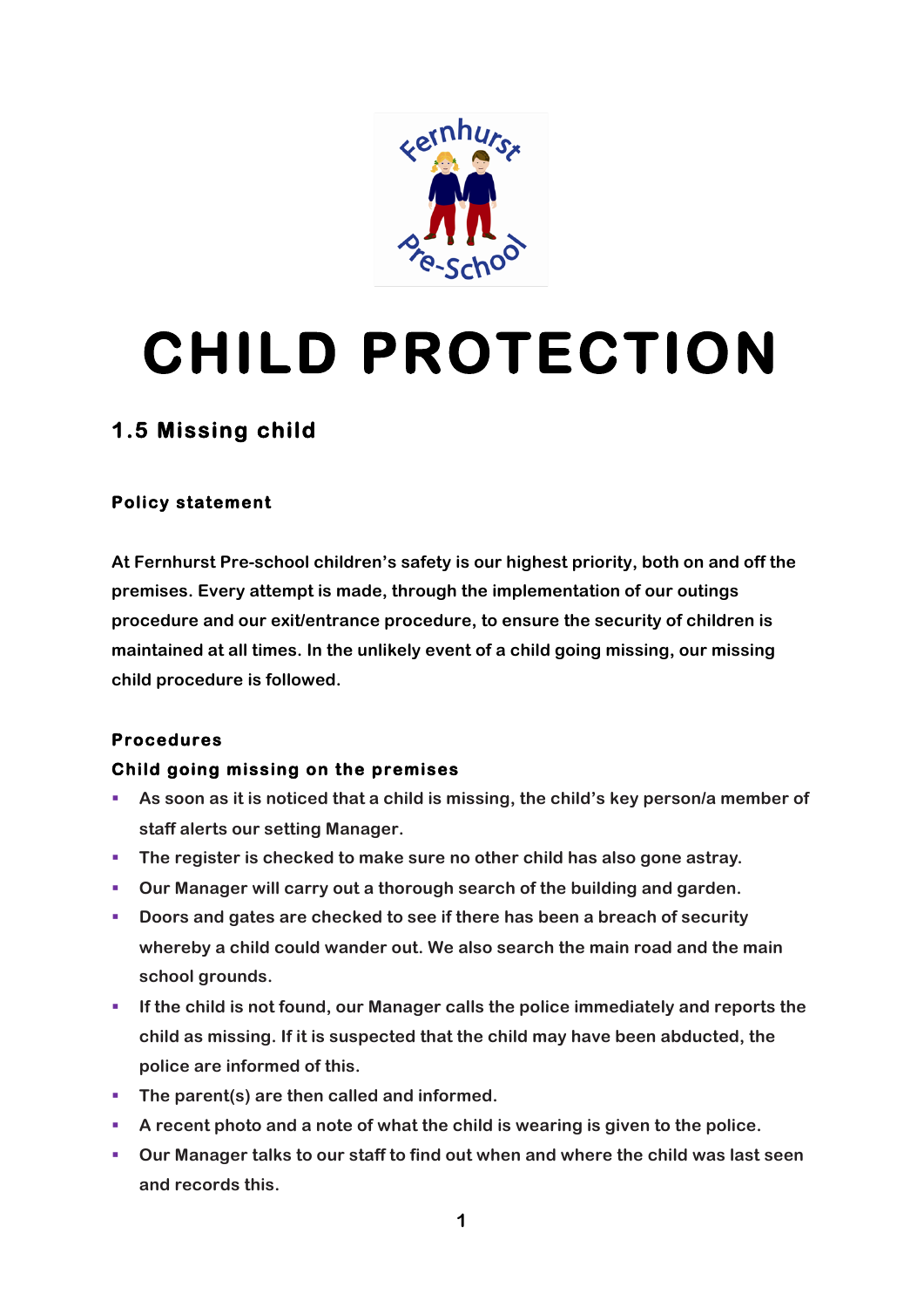# CHILD PROTECTION

## 1.5 Missing child

### Policy statement

**At Fernhurst Pre-school children's safety is our highest priority, both on and off the premises. Every attempt is made, through the implementation of our outings procedure and our exit/entrance procedure, to ensure the security of children is maintained at all times. In the unlikely event of a child going missing, our missing child procedure is followed.**

### Procedures

#### Child going missing on the premises

- As soon as it is noticed that a child is missing, the child's key person/a member of staff alerts our setting Manager.
- The register is checked to make sure no other child has also gone astray.
- Our Manager will carry out a thorough search of the building and garden.
- Doors and gates are checked to see if there has been a breach of security whereby a child could wander out. We also search the main road and the main school grounds.
- If the child is not found, our Manager calls the police immediately and reports the child as missing. If it is suspected that the child may have been abducted, the police are informed of this.
- The parent(s) are then called and informed.
- A recent photo and a note of what the child is wearing is given to the police.
- Our Manager talks to our staff to find out when and where the child was last seen and records this.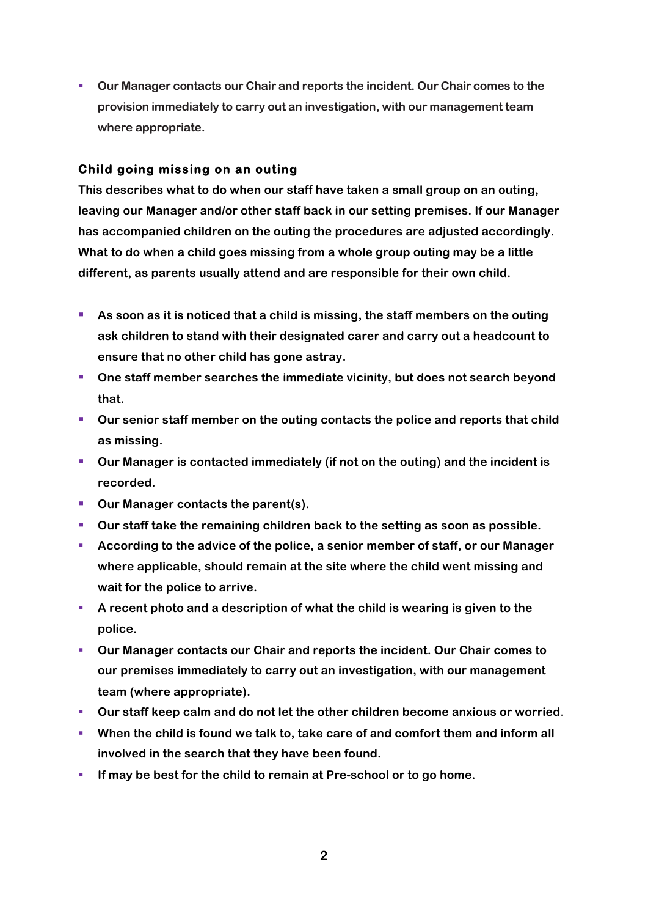- Our Manager contacts our Chair and reports the incident. Our Chair comes to the provision immediately to carry out an investigation, with our management team where appropriate.

### Child going missing on an outing

This describes what to do when our staff have taken a small group on an outing, leaving our Manager and/or other staff back in our setting premises. If our Manager has accompanied children on the outing the procedures are adjusted accordingly. What to do when a child goes missing from a whole group outing may be a little different, as parents usually attend and are responsible for their own child.

- As soon as it is noticed that a child is missing, the staff members on the outing ask children to stand with their designated carer and carry out a headcount to ensure that no other child has gone astray.
- One staff member searches the immediate vicinity, but does not search beyond that.
- Our senior staff member on the outing contacts the police and reports that child as missing.
- Our Manager is contacted immediately (if not on the outing) and the incident is recorded.
- Our Manager contacts the parent(s).
- Our staff take the remaining children back to the setting as soon as possible.
- According to the advice of the police, a senior member of staff, or our Manager where applicable, should remain at the site where the child went missing and wait for the police to arrive.
- A recent photo and a description of what the child is wearing is given to the police.
- Our Manager contacts our Chair and reports the incident. Our Chair comes to our premises immediately to carry out an investigation, with our management team (where appropriate).
- Our staff keep calm and do not let the other children become anxious or worried.
- When the child is found we talk to, take care of and comfort them and inform all involved in the search that they have been found.
- If may be best for the child to remain at Pre-school or to go home.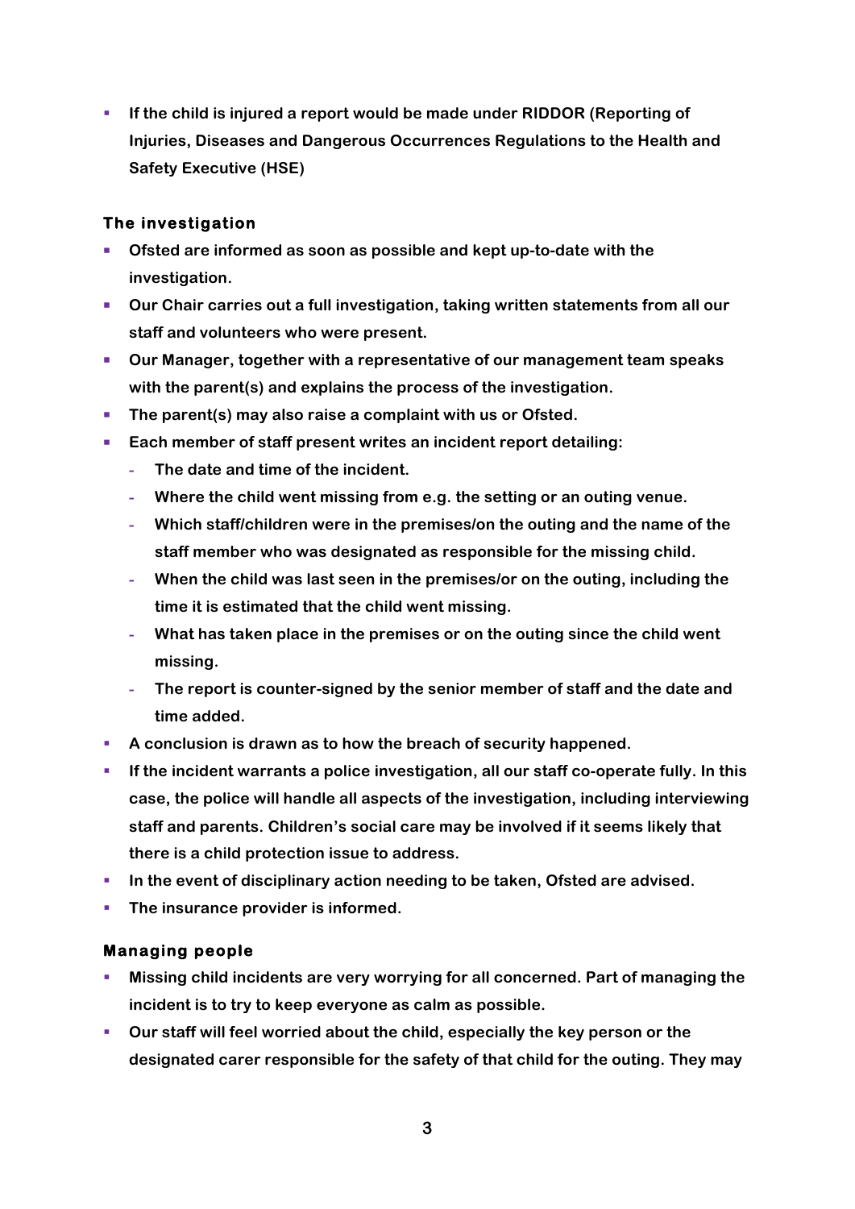- If the child is injured a report would be made under RIDDOR (Reporting of Injuries, Diseases and Dangerous Occurrences Regulations to the Health and Safety Executive (HSE)

### The investigation

- Ofsted are informed as soon as possible and kept up-to-date with the investigation.
- Our Chair carries out a full investigation, taking written statements from all our staff and volunteers who were present.
- Our Manager, together with a representative of our management team speaks with the parent(s) and explains the process of the investigation.
- The parent(s) may also raise a complaint with us or Ofsted.
- Each member of staff present writes an incident report detailing:
  - The date and time of the incident.
  - Where the child went missing from e.g. the setting or an outing venue.
  - Which staff/children were in the premises/on the outing and the name of the staff member who was designated as responsible for the missing child.
  - When the child was last seen in the premises/or on the outing, including the time it is estimated that the child went missing.
  - What has taken place in the premises or on the outing since the child went missing.
  - The report is counter-signed by the senior member of staff and the date and time added.
- A conclusion is drawn as to how the breach of security happened.
- If the incident warrants a police investigation, all our staff co-operate fully. In this case, the police will handle all aspects of the investigation, including interviewing staff and parents. Children's social care may be involved if it seems likely that there is a child protection issue to address.
- In the event of disciplinary action needing to be taken, Ofsted are advised.
- The insurance provider is informed.

### Managing people

- Missing child incidents are very worrying for all concerned. Part of managing the incident is to try to keep everyone as calm as possible.
- Our staff will feel worried about the child, especially the key person or the designated carer responsible for the safety of that child for the outing. They may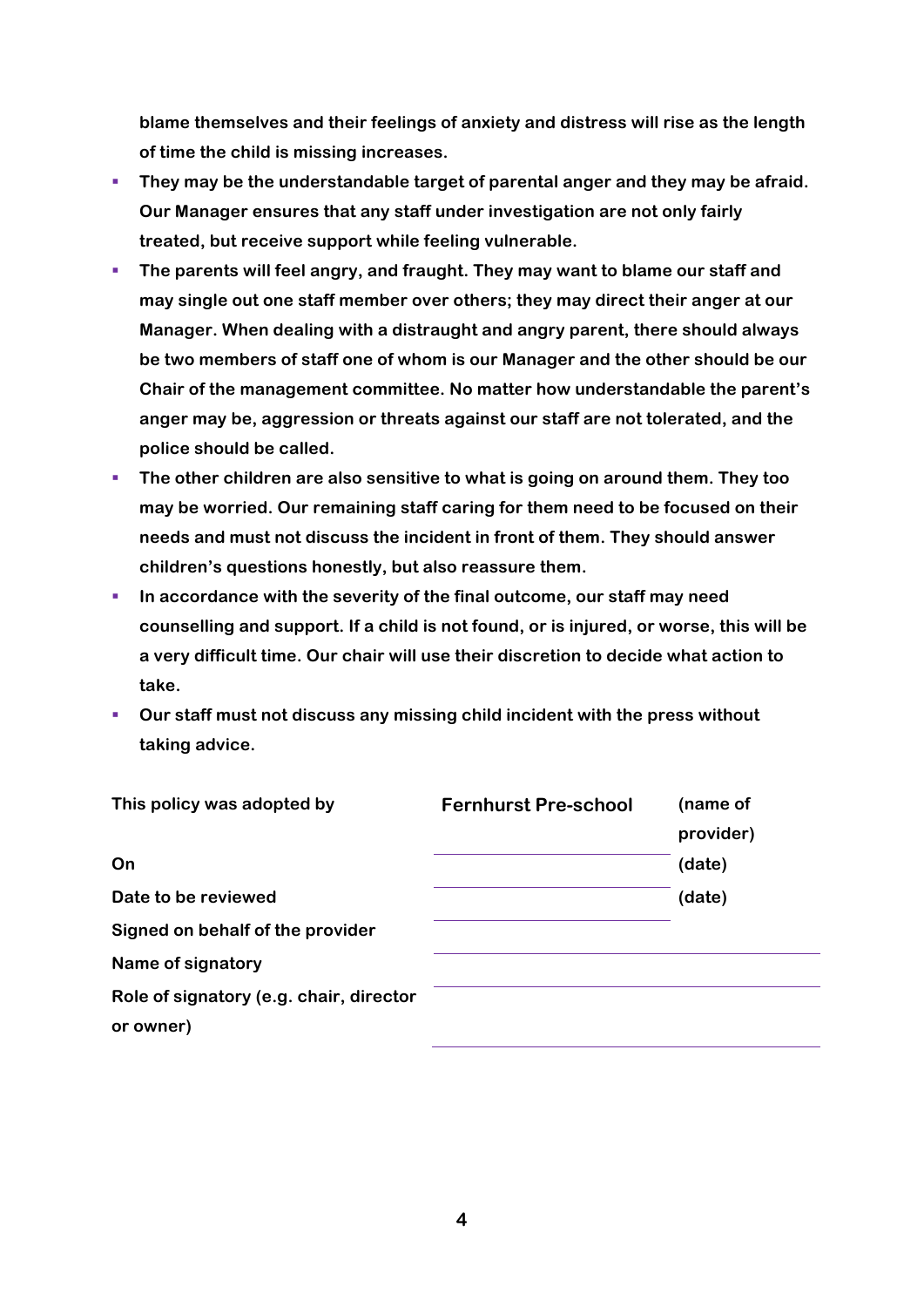blame themselves and their feelings of anxiety and distress will rise as the length of time the child is missing increases.

- They may be the understandable target of parental anger and they may be afraid. Our Manager ensures that any staff under investigation are not only fairly treated, but receive support while feeling vulnerable.
- The parents will feel angry, and fraught. They may want to blame our staff and may single out one staff member over others; they may direct their anger at our Manager. When dealing with a distraught and angry parent, there should always be two members of staff one of whom is our Manager and the other should be our Chair of the management committee. No matter how understandable the parent's anger may be, aggression or threats against our staff are not tolerated, and the police should be called.
- The other children are also sensitive to what is going on around them. They too may be worried. Our remaining staff caring for them need to be focused on their needs and must not discuss the incident in front of them. They should answer children's questions honestly, but also reassure them.
- In accordance with the severity of the final outcome, our staff may need counselling and support. If a child is not found, or is injured, or worse, this will be a very difficult time. Our chair will use their discretion to decide what action to take.
- Our staff must not discuss any missing child incident with the press without taking advice.

| | | |
|---|---|---|
| This policy was adopted by | Fernhurst Pre-school | (name of provider) |
| On | | (date) |
| Date to be reviewed | | (date) |
| Signed on behalf of the provider | | |
| Name of signatory | | |
| Role of signatory (e.g. chair, director or owner) | | |